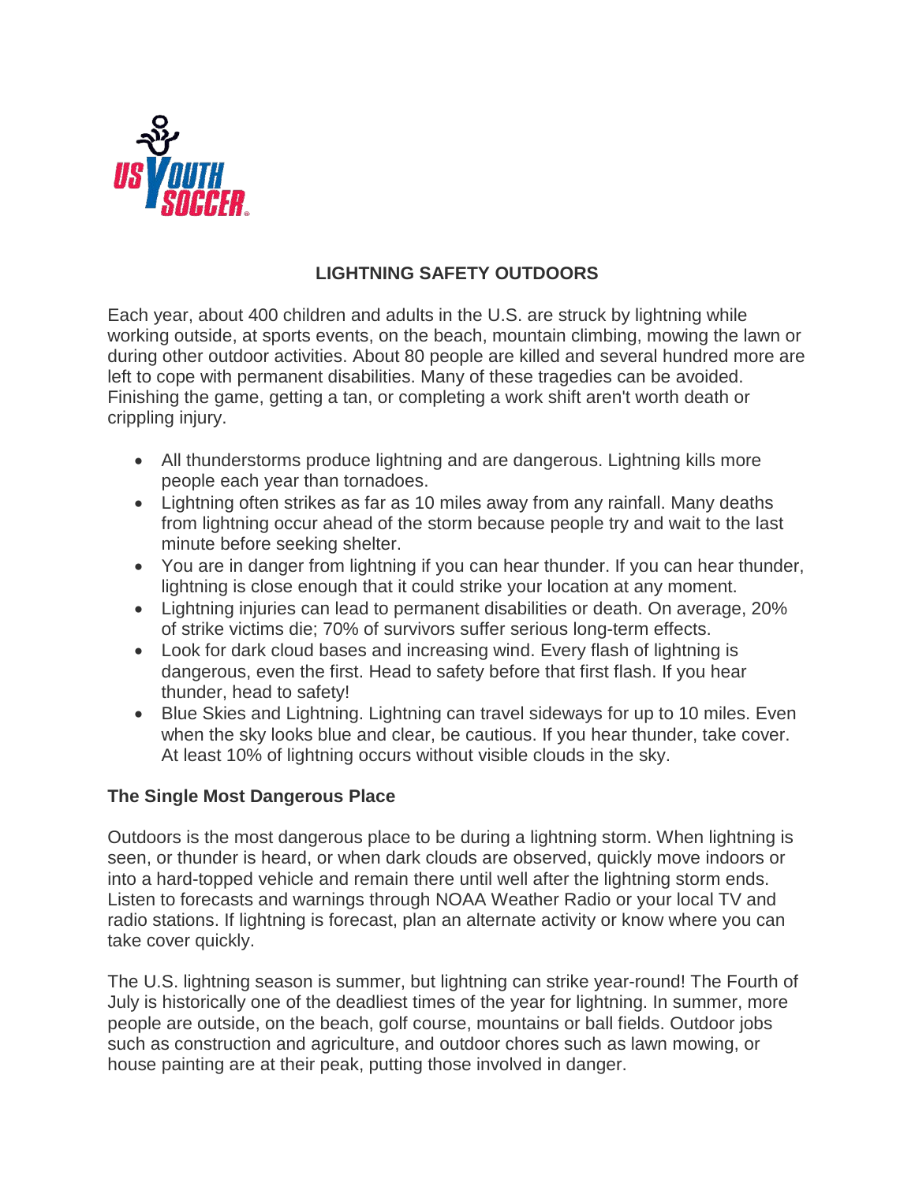# LIGHTNING SAFETY OUTDOORS

Each year, about 400 children and adults in the U.S. are struck by lightning while working outside, at sports events, on the beach, mountain climbing, mowing the lawn or during other outdoor activities. About 80 people are killed and several hundred more are left to cope with permanent disabilities. Many of these tragedies can be avoided. Finishing the game, getting a tan, or completing a work shift aren't worth death or crippling injury.

- All thunderstorms produce lightning and are dangerous. Lightning kills more people each year than tornadoes.
- Lightning often strikes as far as 10 miles away from any rainfall. Many deaths from lightning occur ahead of the storm because people try and wait to the last minute before seeking shelter.
- You are in danger from lightning if you can hear thunder. If you can hear thunder, lightning is close enough that it could strike your location at any moment.
- Lightning injuries can lead to permanent disabilities or death. On average, 20% of strike victims die; 70% of survivors suffer serious long-term effects.
- Look for dark cloud bases and increasing wind. Every flash of lightning is dangerous, even the first. Head to safety before that first flash. If you hear thunder, head to safety!
- Blue Skies and Lightning. Lightning can travel sideways for up to 10 miles. Even when the sky looks blue and clear, be cautious. If you hear thunder, take cover. At least 10% of lightning occurs without visible clouds in the sky.

## The Single Most Dangerous Place

Outdoors is the most dangerous place to be during a lightning storm. When lightning is seen, or thunder is heard, or when dark clouds are observed, quickly move indoors or into a hard-topped vehicle and remain there until well after the lightning storm ends. Listen to forecasts and warnings through NOAA Weather Radio or your local TV and radio stations. If lightning is forecast, plan an alternate activity or know where you can take cover quickly.

The U.S. lightning season is summer, but lightning can strike year-round! The Fourth of July is historically one of the deadliest times of the year for lightning. In summer, more people are outside, on the beach, golf course, mountains or ball fields. Outdoor jobs such as construction and agriculture, and outdoor chores such as lawn mowing, or house painting are at their peak, putting those involved in danger.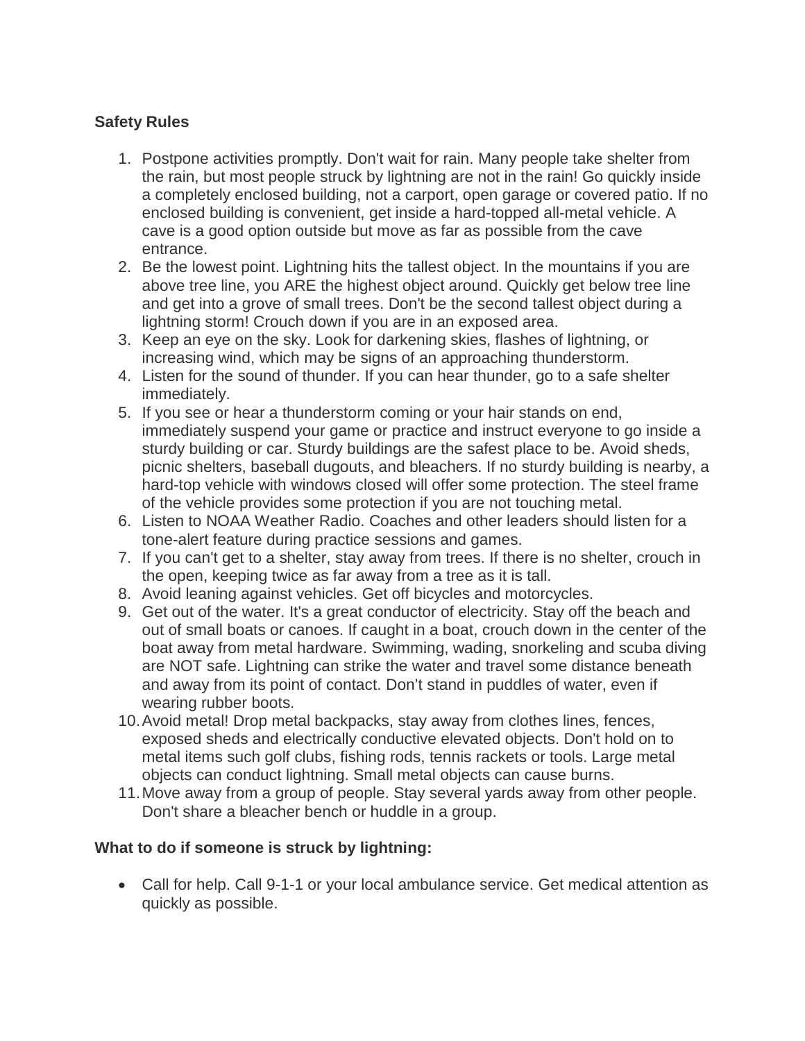**Safety Rules**

1. Postpone activities promptly. Don't wait for rain. Many people take shelter from the rain, but most people struck by lightning are not in the rain! Go quickly inside a completely enclosed building, not a carport, open garage or covered patio. If no enclosed building is convenient, get inside a hard-topped all-metal vehicle. A cave is a good option outside but move as far as possible from the cave entrance.
2. Be the lowest point. Lightning hits the tallest object. In the mountains if you are above tree line, you ARE the highest object around. Quickly get below tree line and get into a grove of small trees. Don't be the second tallest object during a lightning storm! Crouch down if you are in an exposed area.
3. Keep an eye on the sky. Look for darkening skies, flashes of lightning, or increasing wind, which may be signs of an approaching thunderstorm.
4. Listen for the sound of thunder. If you can hear thunder, go to a safe shelter immediately.
5. If you see or hear a thunderstorm coming or your hair stands on end, immediately suspend your game or practice and instruct everyone to go inside a sturdy building or car. Sturdy buildings are the safest place to be. Avoid sheds, picnic shelters, baseball dugouts, and bleachers. If no sturdy building is nearby, a hard-top vehicle with windows closed will offer some protection. The steel frame of the vehicle provides some protection if you are not touching metal.
6. Listen to NOAA Weather Radio. Coaches and other leaders should listen for a tone-alert feature during practice sessions and games.
7. If you can't get to a shelter, stay away from trees. If there is no shelter, crouch in the open, keeping twice as far away from a tree as it is tall.
8. Avoid leaning against vehicles. Get off bicycles and motorcycles.
9. Get out of the water. It's a great conductor of electricity. Stay off the beach and out of small boats or canoes. If caught in a boat, crouch down in the center of the boat away from metal hardware. Swimming, wading, snorkeling and scuba diving are NOT safe. Lightning can strike the water and travel some distance beneath and away from its point of contact. Don't stand in puddles of water, even if wearing rubber boots.
10. Avoid metal! Drop metal backpacks, stay away from clothes lines, fences, exposed sheds and electrically conductive elevated objects. Don't hold on to metal items such golf clubs, fishing rods, tennis rackets or tools. Large metal objects can conduct lightning. Small metal objects can cause burns.
11. Move away from a group of people. Stay several yards away from other people. Don't share a bleacher bench or huddle in a group.

**What to do if someone is struck by lightning:**

- Call for help. Call 9-1-1 or your local ambulance service. Get medical attention as quickly as possible.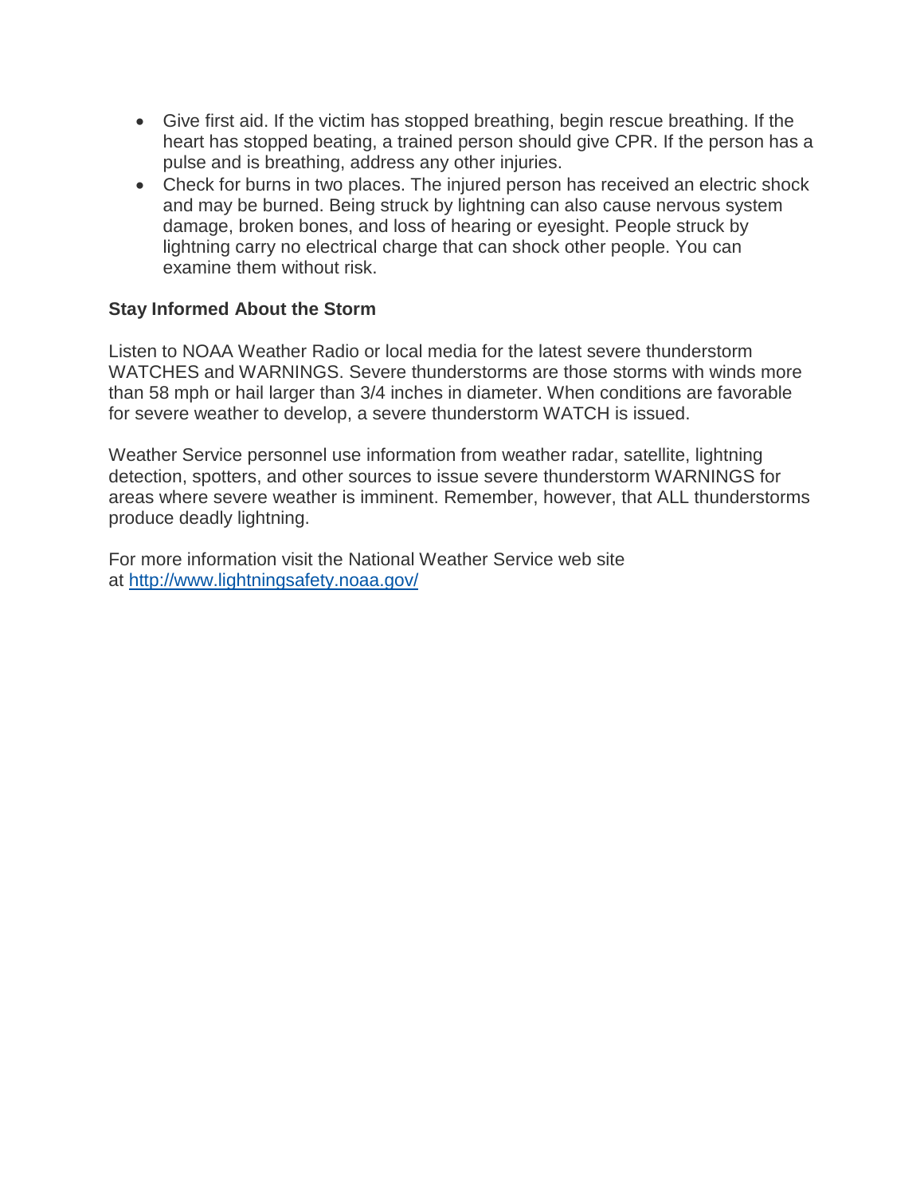- Give first aid. If the victim has stopped breathing, begin rescue breathing. If the heart has stopped beating, a trained person should give CPR. If the person has a pulse and is breathing, address any other injuries.
- Check for burns in two places. The injured person has received an electric shock and may be burned. Being struck by lightning can also cause nervous system damage, broken bones, and loss of hearing or eyesight. People struck by lightning carry no electrical charge that can shock other people. You can examine them without risk.

**Stay Informed About the Storm**

Listen to NOAA Weather Radio or local media for the latest severe thunderstorm WATCHES and WARNINGS. Severe thunderstorms are those storms with winds more than 58 mph or hail larger than 3/4 inches in diameter. When conditions are favorable for severe weather to develop, a severe thunderstorm WATCH is issued.

Weather Service personnel use information from weather radar, satellite, lightning detection, spotters, and other sources to issue severe thunderstorm WARNINGS for areas where severe weather is imminent. Remember, however, that ALL thunderstorms produce deadly lightning.

For more information visit the National Weather Service web site at [http://www.lightningsafety.noaa.gov/](http://www.lightningsafety.noaa.gov/)